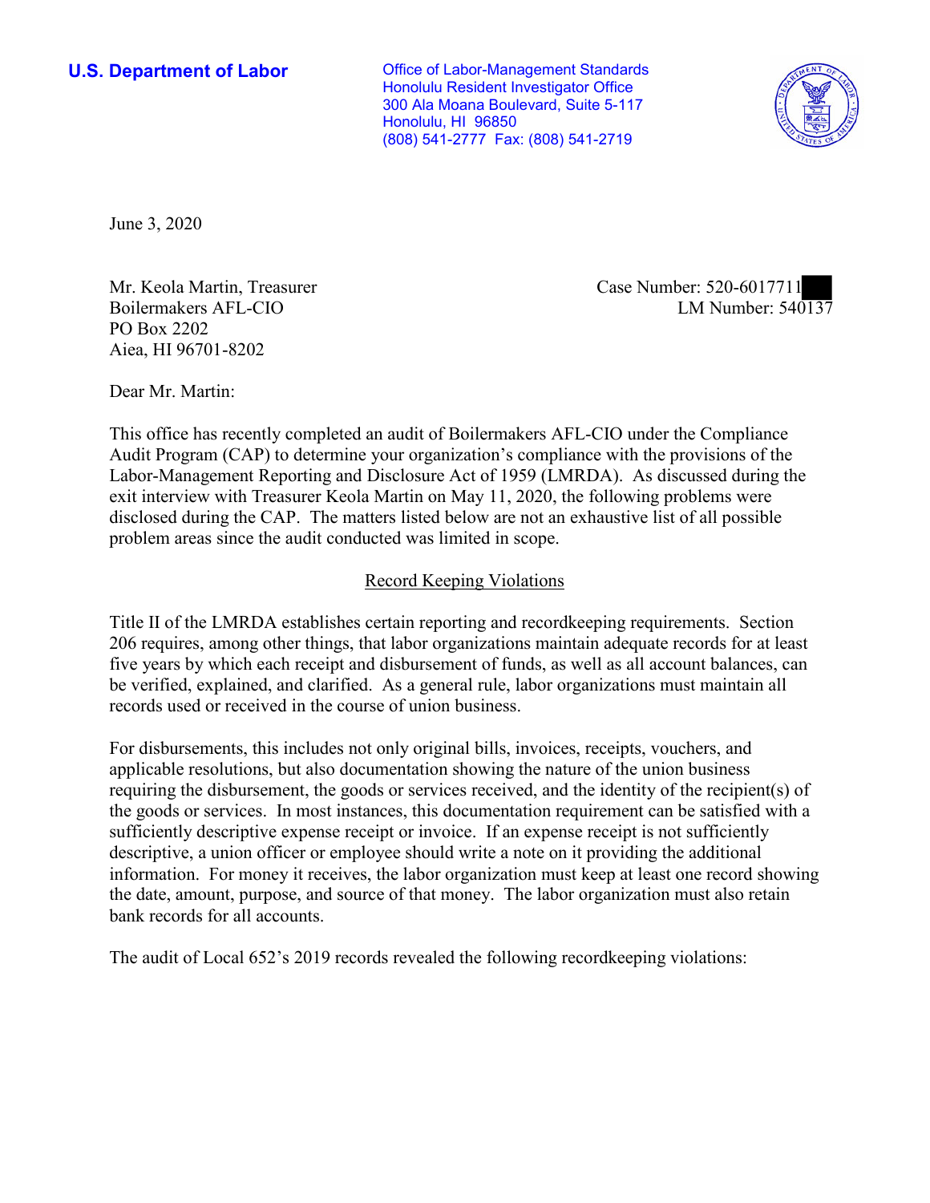**U.S. Department of Labor**

Office of Labor-Management Standards
Honolulu Resident Investigator Office
300 Ala Moana Boulevard, Suite 5-117
Honolulu, HI 96850
(808) 541-2777 Fax: (808) 541-2719

June 3, 2020

Mr. Keola Martin, Treasurer
Boilermakers AFL-CIO
PO Box 2202
Aiea, HI 96701-8202

Case Number: 520-6017711
LM Number: 540137

Dear Mr. Martin:

This office has recently completed an audit of Boilermakers AFL-CIO under the Compliance Audit Program (CAP) to determine your organization's compliance with the provisions of the Labor-Management Reporting and Disclosure Act of 1959 (LMRDA). As discussed during the exit interview with Treasurer Keola Martin on May 11, 2020, the following problems were disclosed during the CAP. The matters listed below are not an exhaustive list of all possible problem areas since the audit conducted was limited in scope.

## Record Keeping Violations

Title II of the LMRDA establishes certain reporting and recordkeeping requirements. Section 206 requires, among other things, that labor organizations maintain adequate records for at least five years by which each receipt and disbursement of funds, as well as all account balances, can be verified, explained, and clarified. As a general rule, labor organizations must maintain all records used or received in the course of union business.

For disbursements, this includes not only original bills, invoices, receipts, vouchers, and applicable resolutions, but also documentation showing the nature of the union business requiring the disbursement, the goods or services received, and the identity of the recipient(s) of the goods or services. In most instances, this documentation requirement can be satisfied with a sufficiently descriptive expense receipt or invoice. If an expense receipt is not sufficiently descriptive, a union officer or employee should write a note on it providing the additional information. For money it receives, the labor organization must keep at least one record showing the date, amount, purpose, and source of that money. The labor organization must also retain bank records for all accounts.

The audit of Local 652's 2019 records revealed the following recordkeeping violations: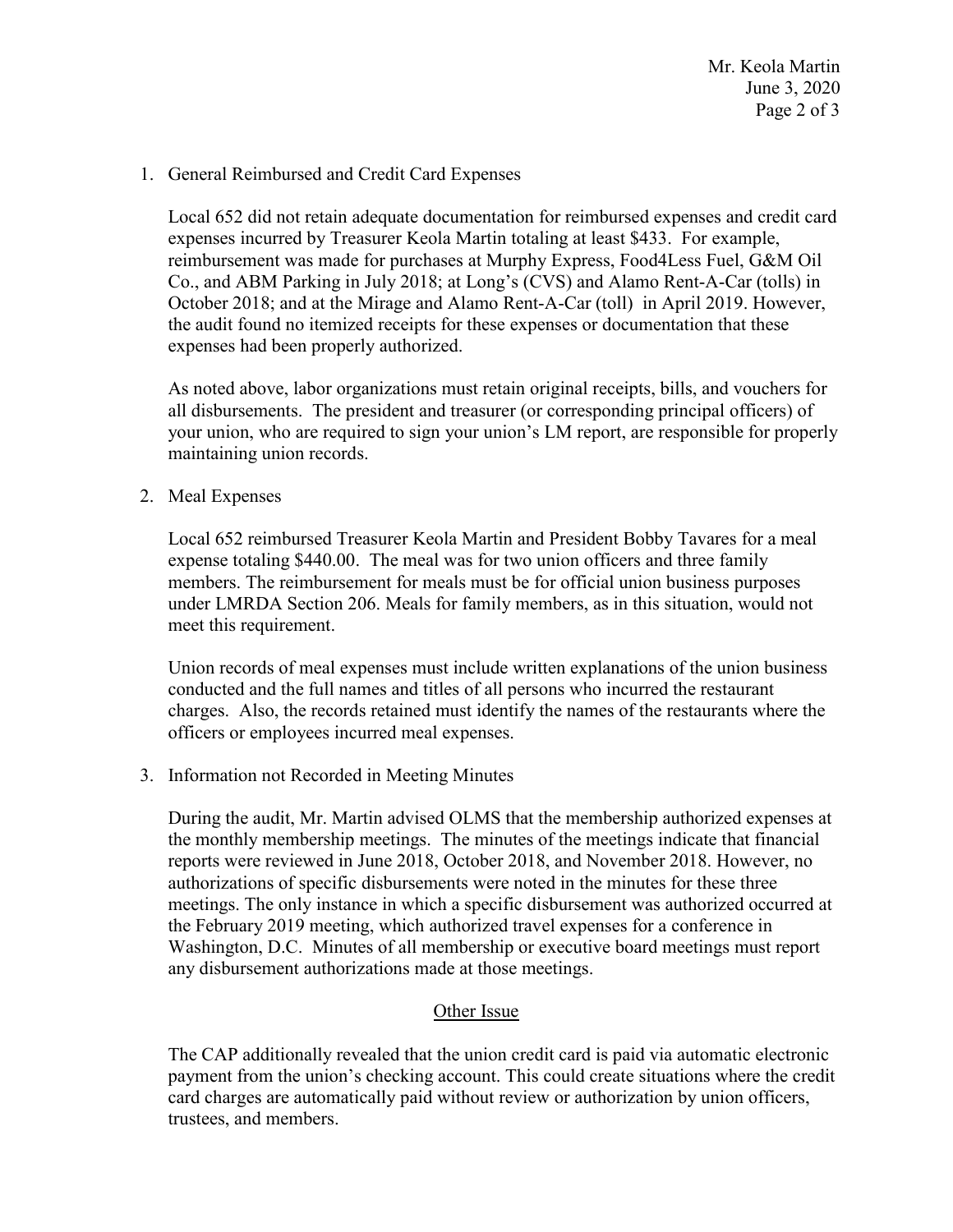1. General Reimbursed and Credit Card Expenses

   Local 652 did not retain adequate documentation for reimbursed expenses and credit card expenses incurred by Treasurer Keola Martin totaling at least $433. For example, reimbursement was made for purchases at Murphy Express, Food4Less Fuel, G&M Oil Co., and ABM Parking in July 2018; at Long's (CVS) and Alamo Rent-A-Car (tolls) in October 2018; and at the Mirage and Alamo Rent-A-Car (toll) in April 2019. However, the audit found no itemized receipts for these expenses or documentation that these expenses had been properly authorized.

   As noted above, labor organizations must retain original receipts, bills, and vouchers for all disbursements. The president and treasurer (or corresponding principal officers) of your union, who are required to sign your union's LM report, are responsible for properly maintaining union records.

2. Meal Expenses

   Local 652 reimbursed Treasurer Keola Martin and President Bobby Tavares for a meal expense totaling $440.00. The meal was for two union officers and three family members. The reimbursement for meals must be for official union business purposes under LMRDA Section 206. Meals for family members, as in this situation, would not meet this requirement.

   Union records of meal expenses must include written explanations of the union business conducted and the full names and titles of all persons who incurred the restaurant charges. Also, the records retained must identify the names of the restaurants where the officers or employees incurred meal expenses.

3. Information not Recorded in Meeting Minutes

   During the audit, Mr. Martin advised OLMS that the membership authorized expenses at the monthly membership meetings. The minutes of the meetings indicate that financial reports were reviewed in June 2018, October 2018, and November 2018. However, no authorizations of specific disbursements were noted in the minutes for these three meetings. The only instance in which a specific disbursement was authorized occurred at the February 2019 meeting, which authorized travel expenses for a conference in Washington, D.C. Minutes of all membership or executive board meetings must report any disbursement authorizations made at those meetings.

## Other Issue

The CAP additionally revealed that the union credit card is paid via automatic electronic payment from the union's checking account. This could create situations where the credit card charges are automatically paid without review or authorization by union officers, trustees, and members.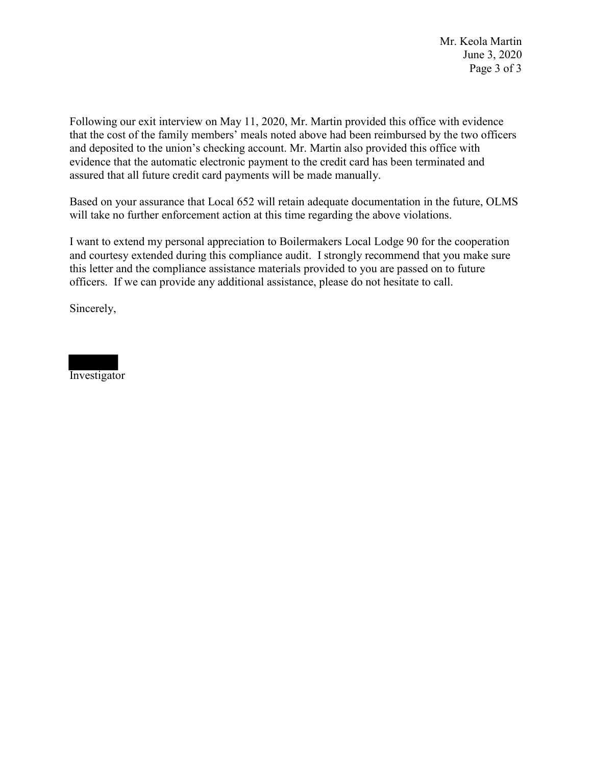Following our exit interview on May 11, 2020, Mr. Martin provided this office with evidence that the cost of the family members' meals noted above had been reimbursed by the two officers and deposited to the union's checking account. Mr. Martin also provided this office with evidence that the automatic electronic payment to the credit card has been terminated and assured that all future credit card payments will be made manually.

Based on your assurance that Local 652 will retain adequate documentation in the future, OLMS will take no further enforcement action at this time regarding the above violations.

I want to extend my personal appreciation to Boilermakers Local Lodge 90 for the cooperation and courtesy extended during this compliance audit. I strongly recommend that you make sure this letter and the compliance assistance materials provided to you are passed on to future officers. If we can provide any additional assistance, please do not hesitate to call.

Sincerely,

Investigator